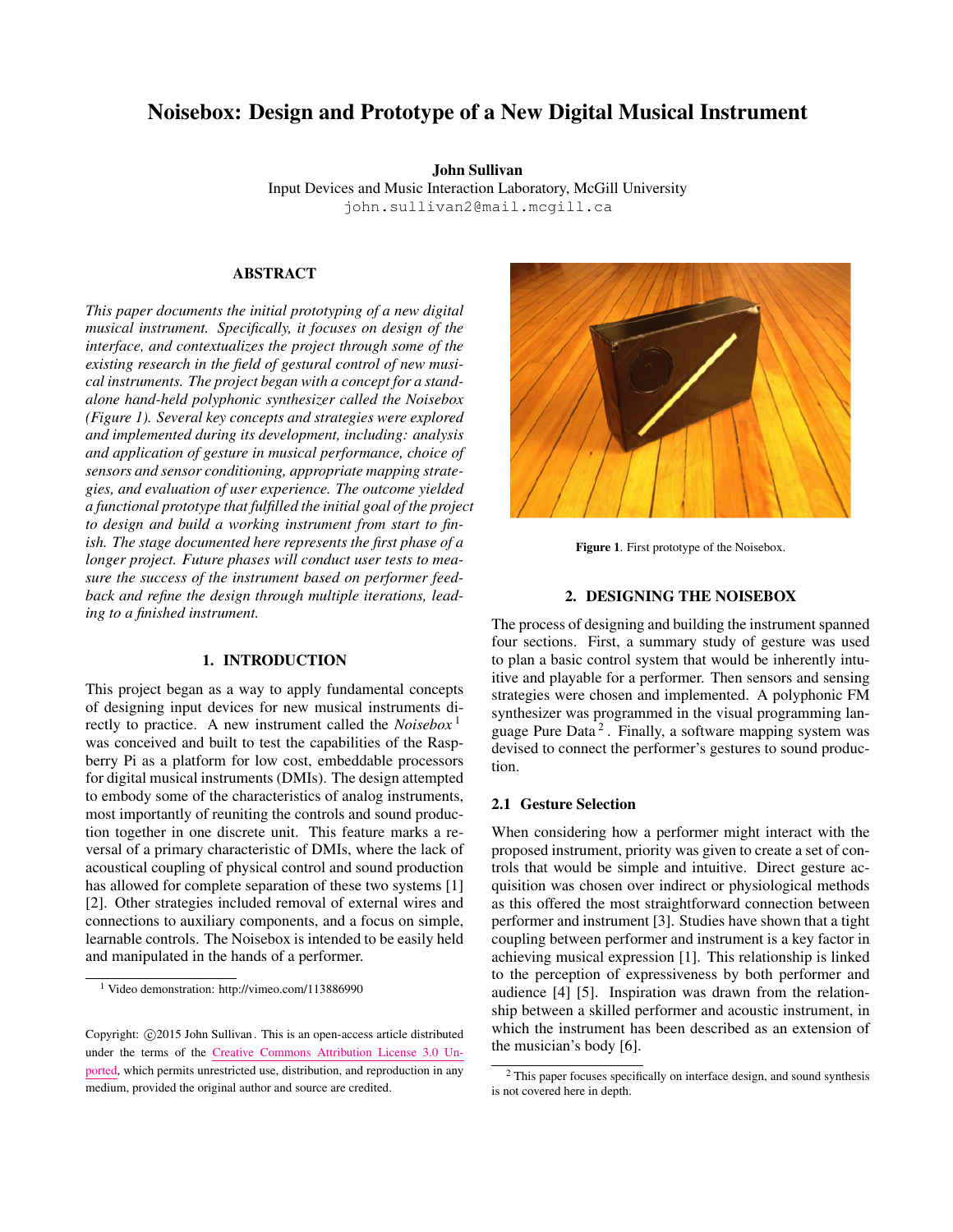# Noisebox: Design and Prototype of a New Digital Musical Instrument

**John Sullivan**
Input Devices and Music Interaction Laboratory, McGill University
john.sullivan2@mail.mcgill.ca

## ABSTRACT

*This paper documents the initial prototyping of a new digital musical instrument. Specifically, it focuses on design of the interface, and contextualizes the project through some of the existing research in the field of gestural control of new musical instruments. The project began with a concept for a standalone hand-held polyphonic synthesizer called the Noisebox (Figure 1). Several key concepts and strategies were explored and implemented during its development, including: analysis and application of gesture in musical performance, choice of sensors and sensor conditioning, appropriate mapping strategies, and evaluation of user experience. The outcome yielded a functional prototype that fulfilled the initial goal of the project to design and build a working instrument from start to finish. The stage documented here represents the first phase of a longer project. Future phases will conduct user tests to measure the success of the instrument based on performer feedback and refine the design through multiple iterations, leading to a finished instrument.*

## 1. INTRODUCTION

This project began as a way to apply fundamental concepts of designing input devices for new musical instruments directly to practice. A new instrument called the *Noisebox* [1] was conceived and built to test the capabilities of the Raspberry Pi as a platform for low cost, embeddable processors for digital musical instruments (DMIs). The design attempted to embody some of the characteristics of analog instruments, most importantly of reuniting the controls and sound production together in one discrete unit. This feature marks a reversal of a primary characteristic of DMIs, where the lack of acoustical coupling of physical control and sound production has allowed for complete separation of these two systems [1] [2]. Other strategies included removal of external wires and connections to auxiliary components, and a focus on simple, learnable controls. The Noisebox is intended to be easily held and manipulated in the hands of a performer.

[1] Video demonstration: http://vimeo.com/113886990

Copyright: ©2015 John Sullivan. This is an open-access article distributed under the terms of the Creative Commons Attribution License 3.0 Unported, which permits unrestricted use, distribution, and reproduction in any medium, provided the original author and source are credited.

**Figure 1**. First prototype of the Noisebox.

## 2. DESIGNING THE NOISEBOX

The process of designing and building the instrument spanned four sections. First, a summary study of gesture was used to plan a basic control system that would be inherently intuitive and playable for a performer. Then sensors and sensing strategies were chosen and implemented. A polyphonic FM synthesizer was programmed in the visual programming language Pure Data [2]. Finally, a software mapping system was devised to connect the performer's gestures to sound production.

### 2.1 Gesture Selection

When considering how a performer might interact with the proposed instrument, priority was given to create a set of controls that would be simple and intuitive. Direct gesture acquisition was chosen over indirect or physiological methods as this offered the most straightforward connection between performer and instrument [3]. Studies have shown that a tight coupling between performer and instrument is a key factor in achieving musical expression [1]. This relationship is linked to the perception of expressiveness by both performer and audience [4] [5]. Inspiration was drawn from the relationship between a skilled performer and acoustic instrument, in which the instrument has been described as an extension of the musician's body [6].

[2] This paper focuses specifically on interface design, and sound synthesis is not covered here in depth.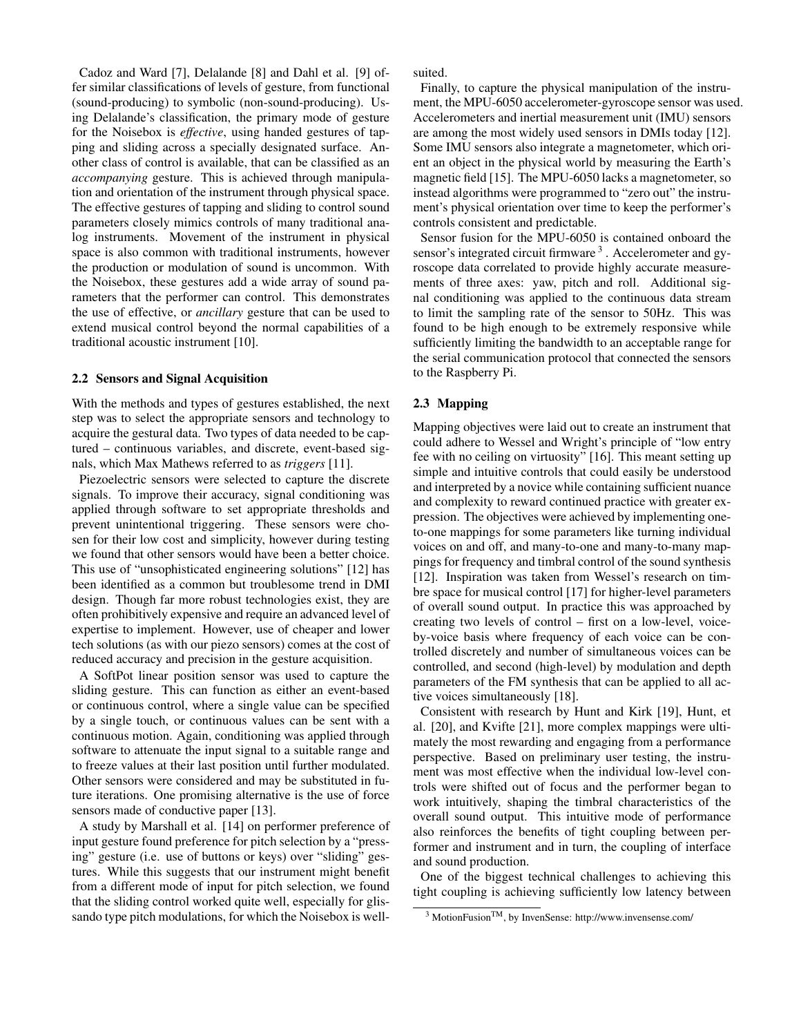Cadoz and Ward [7], Delalande [8] and Dahl et al. [9] offer similar classifications of levels of gesture, from functional (sound-producing) to symbolic (non-sound-producing). Using Delalande's classification, the primary mode of gesture for the Noisebox is *effective*, using handed gestures of tapping and sliding across a specially designated surface. Another class of control is available, that can be classified as an *accompanying* gesture. This is achieved through manipulation and orientation of the instrument through physical space. The effective gestures of tapping and sliding to control sound parameters closely mimics controls of many traditional analog instruments. Movement of the instrument in physical space is also common with traditional instruments, however the production or modulation of sound is uncommon. With the Noisebox, these gestures add a wide array of sound parameters that the performer can control. This demonstrates the use of effective, or *ancillary* gesture that can be used to extend musical control beyond the normal capabilities of a traditional acoustic instrument [10].

### 2.2 Sensors and Signal Acquisition

With the methods and types of gestures established, the next step was to select the appropriate sensors and technology to acquire the gestural data. Two types of data needed to be captured – continuous variables, and discrete, event-based signals, which Max Mathews referred to as *triggers* [11].

Piezoelectric sensors were selected to capture the discrete signals. To improve their accuracy, signal conditioning was applied through software to set appropriate thresholds and prevent unintentional triggering. These sensors were chosen for their low cost and simplicity, however during testing we found that other sensors would have been a better choice. This use of "unsophisticated engineering solutions" [12] has been identified as a common but troublesome trend in DMI design. Though far more robust technologies exist, they are often prohibitively expensive and require an advanced level of expertise to implement. However, use of cheaper and lower tech solutions (as with our piezo sensors) comes at the cost of reduced accuracy and precision in the gesture acquisition.

A SoftPot linear position sensor was used to capture the sliding gesture. This can function as either an event-based or continuous control, where a single value can be specified by a single touch, or continuous values can be sent with a continuous motion. Again, conditioning was applied through software to attenuate the input signal to a suitable range and to freeze values at their last position until further modulated. Other sensors were considered and may be substituted in future iterations. One promising alternative is the use of force sensors made of conductive paper [13].

A study by Marshall et al. [14] on performer preference of input gesture found preference for pitch selection by a "pressing" gesture (i.e. use of buttons or keys) over "sliding" gestures. While this suggests that our instrument might benefit from a different mode of input for pitch selection, we found that the sliding control worked quite well, especially for glissando type pitch modulations, for which the Noisebox is well-suited.

Finally, to capture the physical manipulation of the instrument, the MPU-6050 accelerometer-gyroscope sensor was used. Accelerometers and inertial measurement unit (IMU) sensors are among the most widely used sensors in DMIs today [12]. Some IMU sensors also integrate a magnetometer, which orient an object in the physical world by measuring the Earth's magnetic field [15]. The MPU-6050 lacks a magnetometer, so instead algorithms were programmed to "zero out" the instrument's physical orientation over time to keep the performer's controls consistent and predictable.

Sensor fusion for the MPU-6050 is contained onboard the sensor's integrated circuit firmware [3]. Accelerometer and gyroscope data correlated to provide highly accurate measurements of three axes: yaw, pitch and roll. Additional signal conditioning was applied to the continuous data stream to limit the sampling rate of the sensor to 50Hz. This was found to be high enough to be extremely responsive while sufficiently limiting the bandwidth to an acceptable range for the serial communication protocol that connected the sensors to the Raspberry Pi.

### 2.3 Mapping

Mapping objectives were laid out to create an instrument that could adhere to Wessel and Wright's principle of "low entry fee with no ceiling on virtuosity" [16]. This meant setting up simple and intuitive controls that could easily be understood and interpreted by a novice while containing sufficient nuance and complexity to reward continued practice with greater expression. The objectives were achieved by implementing one-to-one mappings for some parameters like turning individual voices on and off, and many-to-one and many-to-many mappings for frequency and timbral control of the sound synthesis [12]. Inspiration was taken from Wessel's research on timbre space for musical control [17] for higher-level parameters of overall sound output. In practice this was approached by creating two levels of control – first on a low-level, voice-by-voice basis where frequency of each voice can be controlled discretely and number of simultaneous voices can be controlled, and second (high-level) by modulation and depth parameters of the FM synthesis that can be applied to all active voices simultaneously [18].

Consistent with research by Hunt and Kirk [19], Hunt, et al. [20], and Kvifte [21], more complex mappings were ultimately the most rewarding and engaging from a performance perspective. Based on preliminary user testing, the instrument was most effective when the individual low-level controls were shifted out of focus and the performer began to work intuitively, shaping the timbral characteristics of the overall sound output. This intuitive mode of performance also reinforces the benefits of tight coupling between performer and instrument and in turn, the coupling of interface and sound production.

One of the biggest technical challenges to achieving this tight coupling is achieving sufficiently low latency between

[3] MotionFusion™, by InvenSense: http://www.invensense.com/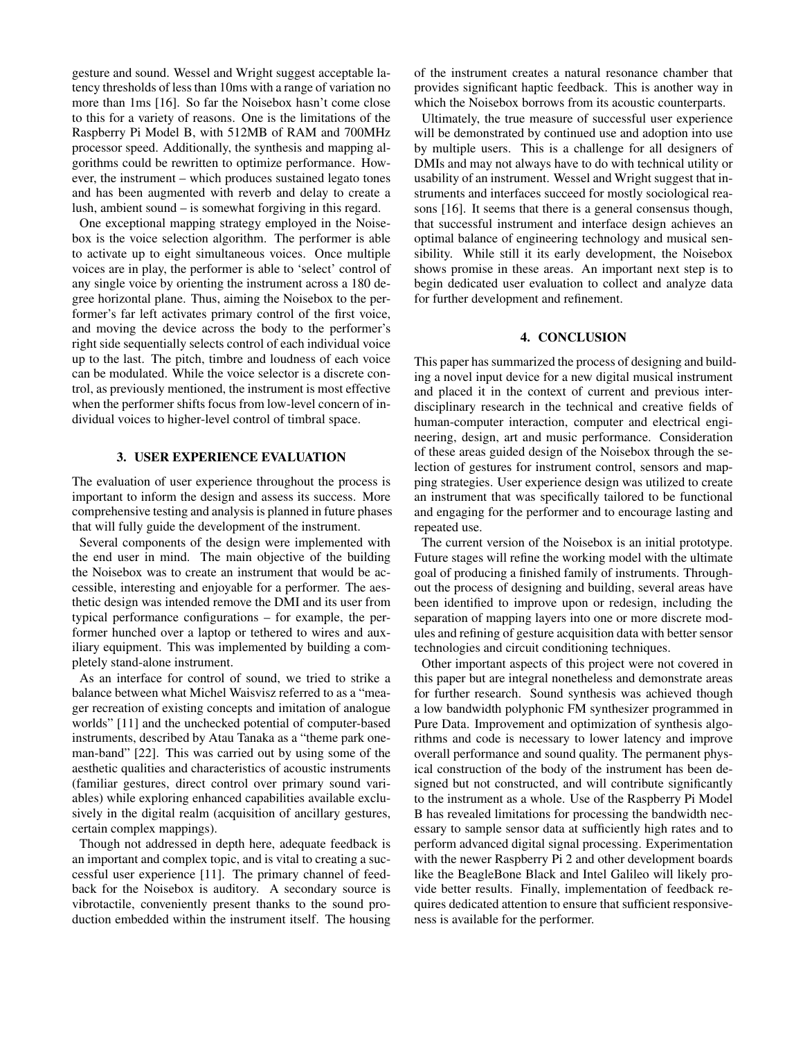gesture and sound. Wessel and Wright suggest acceptable latency thresholds of less than 10ms with a range of variation no more than 1ms [16]. So far the Noisebox hasn't come close to this for a variety of reasons. One is the limitations of the Raspberry Pi Model B, with 512MB of RAM and 700MHz processor speed. Additionally, the synthesis and mapping algorithms could be rewritten to optimize performance. However, the instrument – which produces sustained legato tones and has been augmented with reverb and delay to create a lush, ambient sound – is somewhat forgiving in this regard.

One exceptional mapping strategy employed in the Noisebox is the voice selection algorithm. The performer is able to activate up to eight simultaneous voices. Once multiple voices are in play, the performer is able to 'select' control of any single voice by orienting the instrument across a 180 degree horizontal plane. Thus, aiming the Noisebox to the performer's far left activates primary control of the first voice, and moving the device across the body to the performer's right side sequentially selects control of each individual voice up to the last. The pitch, timbre and loudness of each voice can be modulated. While the voice selector is a discrete control, as previously mentioned, the instrument is most effective when the performer shifts focus from low-level concern of individual voices to higher-level control of timbral space.

## 3. USER EXPERIENCE EVALUATION

The evaluation of user experience throughout the process is important to inform the design and assess its success. More comprehensive testing and analysis is planned in future phases that will fully guide the development of the instrument.

Several components of the design were implemented with the end user in mind. The main objective of the building the Noisebox was to create an instrument that would be accessible, interesting and enjoyable for a performer. The aesthetic design was intended remove the DMI and its user from typical performance configurations – for example, the performer hunched over a laptop or tethered to wires and auxiliary equipment. This was implemented by building a completely stand-alone instrument.

As an interface for control of sound, we tried to strike a balance between what Michel Waisvisz referred to as a "meager recreation of existing concepts and imitation of analogue worlds" [11] and the unchecked potential of computer-based instruments, described by Atau Tanaka as a "theme park one-man-band" [22]. This was carried out by using some of the aesthetic qualities and characteristics of acoustic instruments (familiar gestures, direct control over primary sound variables) while exploring enhanced capabilities available exclusively in the digital realm (acquisition of ancillary gestures, certain complex mappings).

Though not addressed in depth here, adequate feedback is an important and complex topic, and is vital to creating a successful user experience [11]. The primary channel of feedback for the Noisebox is auditory. A secondary source is vibrotactile, conveniently present thanks to the sound production embedded within the instrument itself. The housing of the instrument creates a natural resonance chamber that provides significant haptic feedback. This is another way in which the Noisebox borrows from its acoustic counterparts.

Ultimately, the true measure of successful user experience will be demonstrated by continued use and adoption into use by multiple users. This is a challenge for all designers of DMIs and may not always have to do with technical utility or usability of an instrument. Wessel and Wright suggest that instruments and interfaces succeed for mostly sociological reasons [16]. It seems that there is a general consensus though, that successful instrument and interface design achieves an optimal balance of engineering technology and musical sensibility. While still it its early development, the Noisebox shows promise in these areas. An important next step is to begin dedicated user evaluation to collect and analyze data for further development and refinement.

## 4. CONCLUSION

This paper has summarized the process of designing and building a novel input device for a new digital musical instrument and placed it in the context of current and previous interdisciplinary research in the technical and creative fields of human-computer interaction, computer and electrical engineering, design, art and music performance. Consideration of these areas guided design of the Noisebox through the selection of gestures for instrument control, sensors and mapping strategies. User experience design was utilized to create an instrument that was specifically tailored to be functional and engaging for the performer and to encourage lasting and repeated use.

The current version of the Noisebox is an initial prototype. Future stages will refine the working model with the ultimate goal of producing a finished family of instruments. Throughout the process of designing and building, several areas have been identified to improve upon or redesign, including the separation of mapping layers into one or more discrete modules and refining of gesture acquisition data with better sensor technologies and circuit conditioning techniques.

Other important aspects of this project were not covered in this paper but are integral nonetheless and demonstrate areas for further research. Sound synthesis was achieved though a low bandwidth polyphonic FM synthesizer programmed in Pure Data. Improvement and optimization of synthesis algorithms and code is necessary to lower latency and improve overall performance and sound quality. The permanent physical construction of the body of the instrument has been designed but not constructed, and will contribute significantly to the instrument as a whole. Use of the Raspberry Pi Model B has revealed limitations for processing the bandwidth necessary to sample sensor data at sufficiently high rates and to perform advanced digital signal processing. Experimentation with the newer Raspberry Pi 2 and other development boards like the BeagleBone Black and Intel Galileo will likely provide better results. Finally, implementation of feedback requires dedicated attention to ensure that sufficient responsiveness is available for the performer.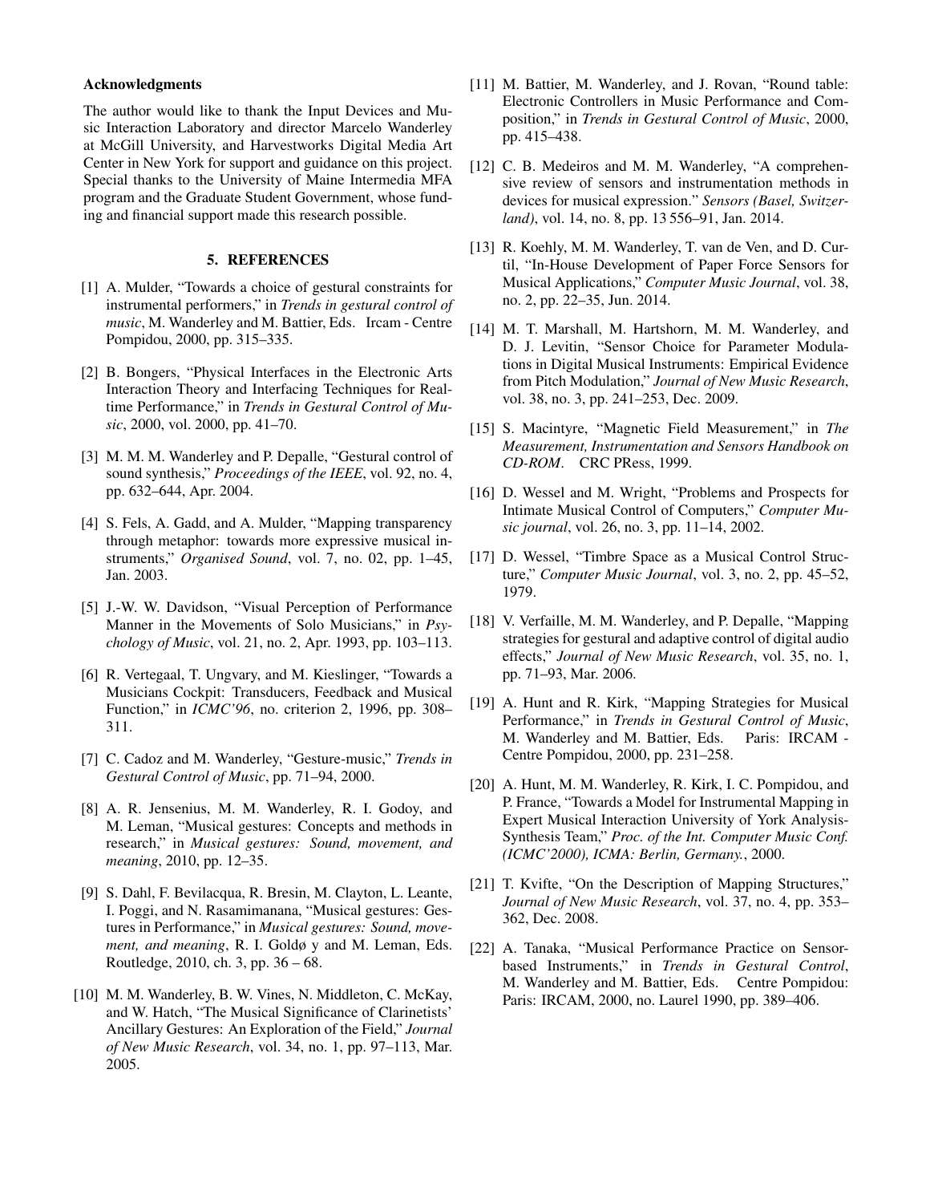### Acknowledgments

The author would like to thank the Input Devices and Music Interaction Laboratory and director Marcelo Wanderley at McGill University, and Harvestworks Digital Media Art Center in New York for support and guidance on this project. Special thanks to the University of Maine Intermedia MFA program and the Graduate Student Government, whose funding and financial support made this research possible.

## 5. REFERENCES

[1] A. Mulder, "Towards a choice of gestural constraints for instrumental performers," in *Trends in gestural control of music*, M. Wanderley and M. Battier, Eds. Ircam - Centre Pompidou, 2000, pp. 315–335.

[2] B. Bongers, "Physical Interfaces in the Electronic Arts Interaction Theory and Interfacing Techniques for Realtime Performance," in *Trends in Gestural Control of Music*, 2000, vol. 2000, pp. 41–70.

[3] M. M. M. Wanderley and P. Depalle, "Gestural control of sound synthesis," *Proceedings of the IEEE*, vol. 92, no. 4, pp. 632–644, Apr. 2004.

[4] S. Fels, A. Gadd, and A. Mulder, "Mapping transparency through metaphor: towards more expressive musical instruments," *Organised Sound*, vol. 7, no. 02, pp. 1–45, Jan. 2003.

[5] J.-W. W. Davidson, "Visual Perception of Performance Manner in the Movements of Solo Musicians," in *Psychology of Music*, vol. 21, no. 2, Apr. 1993, pp. 103–113.

[6] R. Vertegaal, T. Ungvary, and M. Kieslinger, "Towards a Musicians Cockpit: Transducers, Feedback and Musical Function," in *ICMC'96*, no. criterion 2, 1996, pp. 308–311.

[7] C. Cadoz and M. Wanderley, "Gesture-music," *Trends in Gestural Control of Music*, pp. 71–94, 2000.

[8] A. R. Jensenius, M. M. Wanderley, R. I. Godoy, and M. Leman, "Musical gestures: Concepts and methods in research," in *Musical gestures: Sound, movement, and meaning*, 2010, pp. 12–35.

[9] S. Dahl, F. Bevilacqua, R. Bresin, M. Clayton, L. Leante, I. Poggi, and N. Rasamimanana, "Musical gestures: Gestures in Performance," in *Musical gestures: Sound, movement, and meaning*, R. I. Goldø y and M. Leman, Eds. Routledge, 2010, ch. 3, pp. 36 – 68.

[10] M. M. Wanderley, B. W. Vines, N. Middleton, C. McKay, and W. Hatch, "The Musical Significance of Clarinetists' Ancillary Gestures: An Exploration of the Field," *Journal of New Music Research*, vol. 34, no. 1, pp. 97–113, Mar. 2005.

[11] M. Battier, M. Wanderley, and J. Rovan, "Round table: Electronic Controllers in Music Performance and Composition," in *Trends in Gestural Control of Music*, 2000, pp. 415–438.

[12] C. B. Medeiros and M. M. Wanderley, "A comprehensive review of sensors and instrumentation methods in devices for musical expression." *Sensors (Basel, Switzerland)*, vol. 14, no. 8, pp. 13 556–91, Jan. 2014.

[13] R. Koehly, M. M. Wanderley, T. van de Ven, and D. Curtil, "In-House Development of Paper Force Sensors for Musical Applications," *Computer Music Journal*, vol. 38, no. 2, pp. 22–35, Jun. 2014.

[14] M. T. Marshall, M. Hartshorn, M. M. Wanderley, and D. J. Levitin, "Sensor Choice for Parameter Modulations in Digital Musical Instruments: Empirical Evidence from Pitch Modulation," *Journal of New Music Research*, vol. 38, no. 3, pp. 241–253, Dec. 2009.

[15] S. Macintyre, "Magnetic Field Measurement," in *The Measurement, Instrumentation and Sensors Handbook on CD-ROM*. CRC PRess, 1999.

[16] D. Wessel and M. Wright, "Problems and Prospects for Intimate Musical Control of Computers," *Computer Music journal*, vol. 26, no. 3, pp. 11–14, 2002.

[17] D. Wessel, "Timbre Space as a Musical Control Structure," *Computer Music Journal*, vol. 3, no. 2, pp. 45–52, 1979.

[18] V. Verfaille, M. M. Wanderley, and P. Depalle, "Mapping strategies for gestural and adaptive control of digital audio effects," *Journal of New Music Research*, vol. 35, no. 1, pp. 71–93, Mar. 2006.

[19] A. Hunt and R. Kirk, "Mapping Strategies for Musical Performance," in *Trends in Gestural Control of Music*, M. Wanderley and M. Battier, Eds. Paris: IRCAM - Centre Pompidou, 2000, pp. 231–258.

[20] A. Hunt, M. M. Wanderley, R. Kirk, I. C. Pompidou, and P. France, "Towards a Model for Instrumental Mapping in Expert Musical Interaction University of York Analysis-Synthesis Team," *Proc. of the Int. Computer Music Conf. (ICMC'2000), ICMA: Berlin, Germany.*, 2000.

[21] T. Kvifte, "On the Description of Mapping Structures," *Journal of New Music Research*, vol. 37, no. 4, pp. 353–362, Dec. 2008.

[22] A. Tanaka, "Musical Performance Practice on Sensor-based Instruments," in *Trends in Gestural Control*, M. Wanderley and M. Battier, Eds. Centre Pompidou: Paris: IRCAM, 2000, no. Laurel 1990, pp. 389–406.